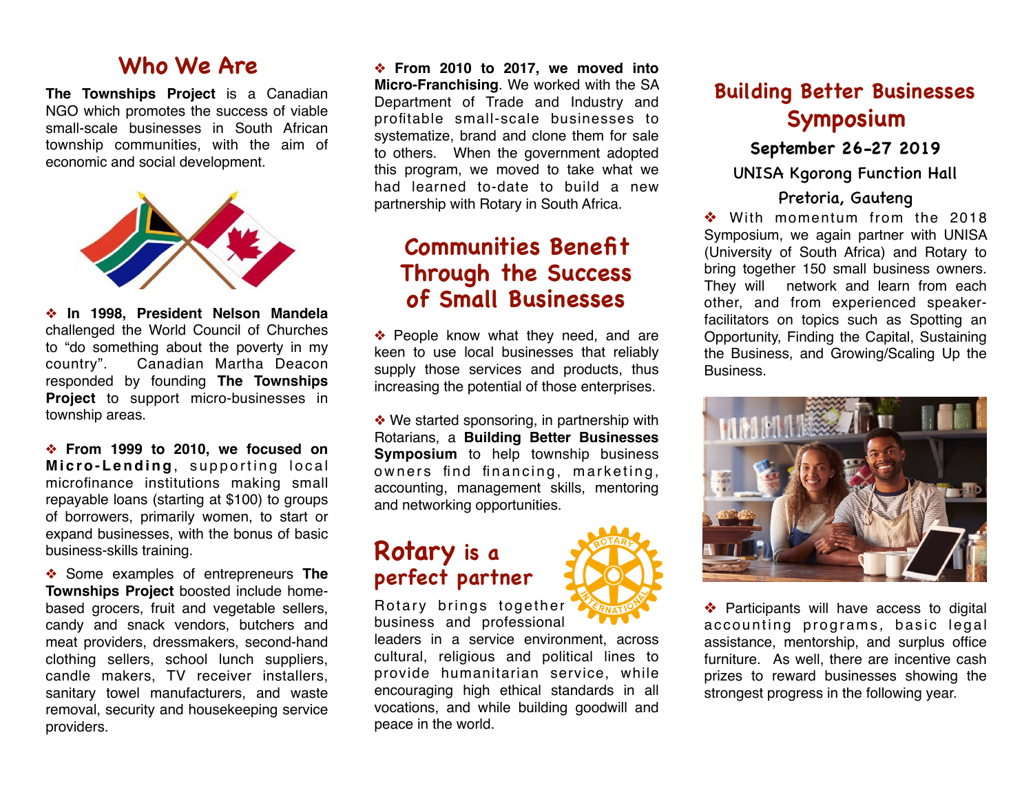## Who We Are

**The Townships Project** is a Canadian NGO which promotes the success of viable small-scale businesses in South African township communities, with the aim of economic and social development.

❖ **In 1998, President Nelson Mandela** challenged the World Council of Churches to “do something about the poverty in my country”. Canadian Martha Deacon responded by founding **The Townships Project** to support micro-businesses in township areas.

❖ **From 1999 to 2010, we focused on Micro-Lending**, supporting local microfinance institutions making small repayable loans (starting at $100) to groups of borrowers, primarily women, to start or expand businesses, with the bonus of basic business-skills training.

❖ Some examples of entrepreneurs **The Townships Project** boosted include home-based grocers, fruit and vegetable sellers, candy and snack vendors, butchers and meat providers, dressmakers, second-hand clothing sellers, school lunch suppliers, candle makers, TV receiver installers, sanitary towel manufacturers, and waste removal, security and housekeeping service providers.

❖ **From 2010 to 2017, we moved into Micro-Franchising**. We worked with the SA Department of Trade and Industry and profitable small-scale businesses to systematize, brand and clone them for sale to others. When the government adopted this program, we moved to take what we had learned to-date to build a new partnership with Rotary in South Africa.

## Communities Benefit Through the Success of Small Businesses

❖ People know what they need, and are keen to use local businesses that reliably supply those services and products, thus increasing the potential of those enterprises.

❖ We started sponsoring, in partnership with Rotarians, a **Building Better Businesses Symposium** to help township business owners find financing, marketing, accounting, management skills, mentoring and networking opportunities.

## Rotary is a perfect partner

Rotary brings together business and professional leaders in a service environment, across cultural, religious and political lines to provide humanitarian service, while encouraging high ethical standards in all vocations, and while building goodwill and peace in the world.

## Building Better Businesses Symposium

### September 26-27 2019

UNISA Kgorong Function Hall

Pretoria, Gauteng

❖ With momentum from the 2018 Symposium, we again partner with UNISA (University of South Africa) and Rotary to bring together 150 small business owners. They will network and learn from each other, and from experienced speaker-facilitators on topics such as Spotting an Opportunity, Finding the Capital, Sustaining the Business, and Growing/Scaling Up the Business.

❖ Participants will have access to digital accounting programs, basic legal assistance, mentorship, and surplus office furniture. As well, there are incentive cash prizes to reward businesses showing the strongest progress in the following year.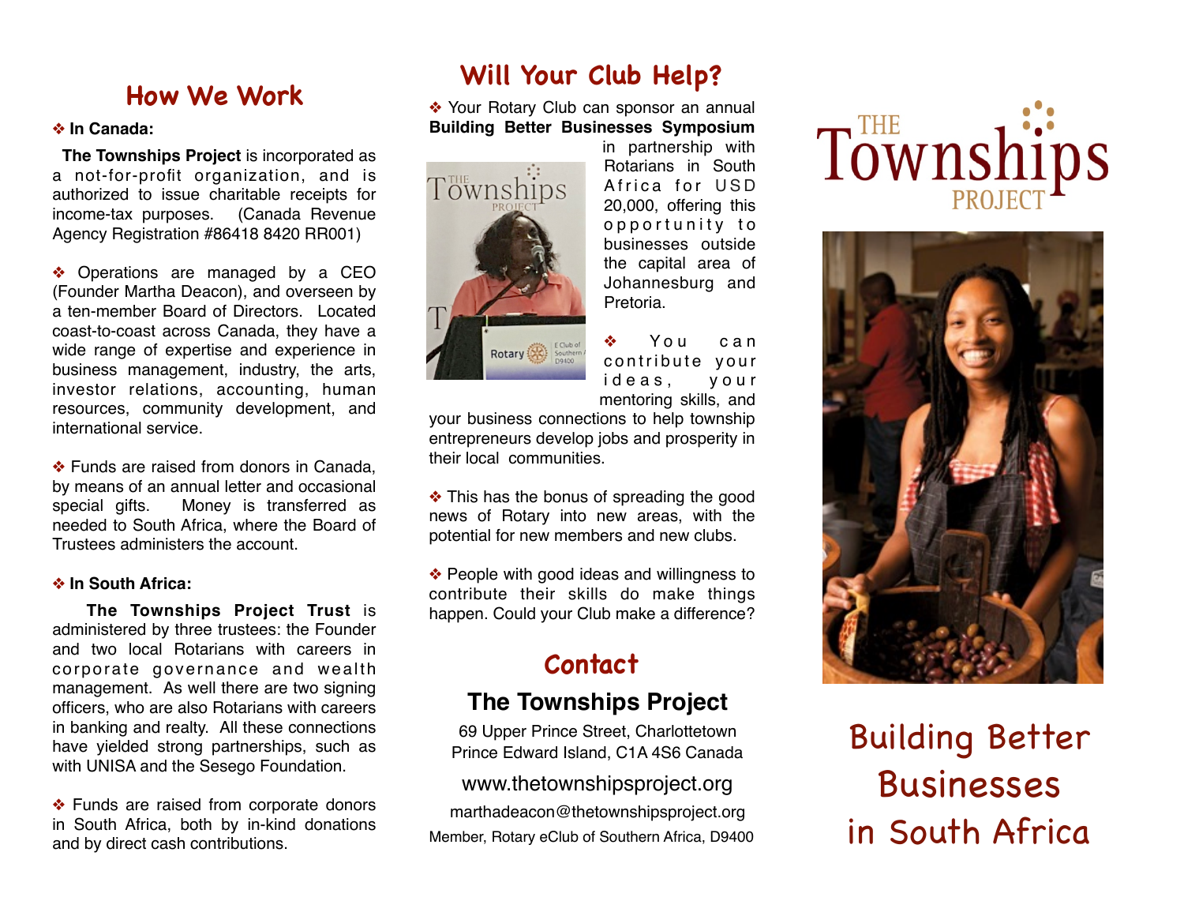## How We Work

❖ **In Canada:**

**The Townships Project** is incorporated as a not-for-profit organization, and is authorized to issue charitable receipts for income-tax purposes. (Canada Revenue Agency Registration #86418 8420 RR001)

❖ Operations are managed by a CEO (Founder Martha Deacon), and overseen by a ten-member Board of Directors. Located coast-to-coast across Canada, they have a wide range of expertise and experience in business management, industry, the arts, investor relations, accounting, human resources, community development, and international service.

❖ Funds are raised from donors in Canada, by means of an annual letter and occasional special gifts. Money is transferred as needed to South Africa, where the Board of Trustees administers the account.

❖ **In South Africa:**

**The Townships Project Trust** is administered by three trustees: the Founder and two local Rotarians with careers in corporate governance and wealth management. As well there are two signing officers, who are also Rotarians with careers in banking and realty. All these connections have yielded strong partnerships, such as with UNISA and the Sesego Foundation.

❖ Funds are raised from corporate donors in South Africa, both by in-kind donations and by direct cash contributions.

## Will Your Club Help?

❖ Your Rotary Club can sponsor an annual **Building Better Businesses Symposium** in partnership with Rotarians in South Africa for USD 20,000, offering this opportunity to businesses outside the capital area of Johannesburg and Pretoria.

❖ You can contribute your ideas, your mentoring skills, and your business connections to help township entrepreneurs develop jobs and prosperity in their local communities.

❖ This has the bonus of spreading the good news of Rotary into new areas, with the potential for new members and new clubs.

❖ People with good ideas and willingness to contribute their skills do make things happen. Could your Club make a difference?

## Contact

### The Townships Project

69 Upper Prince Street, Charlottetown
Prince Edward Island, C1A 4S6 Canada

www.thetownshipsproject.org

marthadeacon@thetownshipsproject.org

Member, Rotary eClub of Southern Africa, D9400

# THE Townships PROJECT

## Building Better Businesses in South Africa